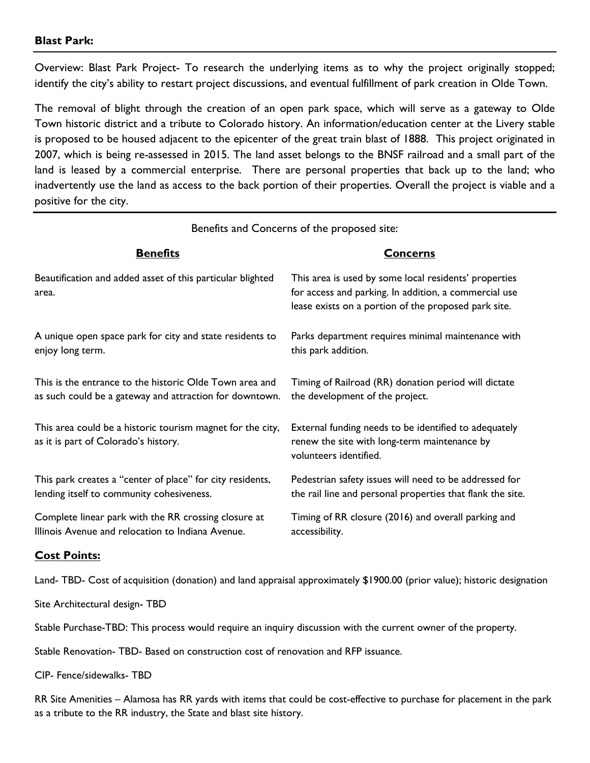**Blast Park:**

Overview: Blast Park Project- To research the underlying items as to why the project originally stopped; identify the city's ability to restart project discussions, and eventual fulfillment of park creation in Olde Town.

The removal of blight through the creation of an open park space, which will serve as a gateway to Olde Town historic district and a tribute to Colorado history. An information/education center at the Livery stable is proposed to be housed adjacent to the epicenter of the great train blast of 1888. This project originated in 2007, which is being re-assessed in 2015. The land asset belongs to the BNSF railroad and a small part of the land is leased by a commercial enterprise. There are personal properties that back up to the land; who inadvertently use the land as access to the back portion of their properties. Overall the project is viable and a positive for the city.

Benefits and Concerns of the proposed site:

| **Benefits** | **Concerns** |
|---|---|
| Beautification and added asset of this particular blighted area. | This area is used by some local residents' properties for access and parking. In addition, a commercial use lease exists on a portion of the proposed park site. |
| A unique open space park for city and state residents to enjoy long term. | Parks department requires minimal maintenance with this park addition. |
| This is the entrance to the historic Olde Town area and as such could be a gateway and attraction for downtown. | Timing of Railroad (RR) donation period will dictate the development of the project. |
| This area could be a historic tourism magnet for the city, as it is part of Colorado's history. | External funding needs to be identified to adequately renew the site with long-term maintenance by volunteers identified. |
| This park creates a "center of place" for city residents, lending itself to community cohesiveness. | Pedestrian safety issues will need to be addressed for the rail line and personal properties that flank the site. |
| Complete linear park with the RR crossing closure at Illinois Avenue and relocation to Indiana Avenue. | Timing of RR closure (2016) and overall parking and accessibility. |

**Cost Points:**

Land- TBD- Cost of acquisition (donation) and land appraisal approximately $1900.00 (prior value); historic designation

Site Architectural design- TBD

Stable Purchase-TBD: This process would require an inquiry discussion with the current owner of the property.

Stable Renovation- TBD- Based on construction cost of renovation and RFP issuance.

CIP- Fence/sidewalks- TBD

RR Site Amenities – Alamosa has RR yards with items that could be cost-effective to purchase for placement in the park as a tribute to the RR industry, the State and blast site history.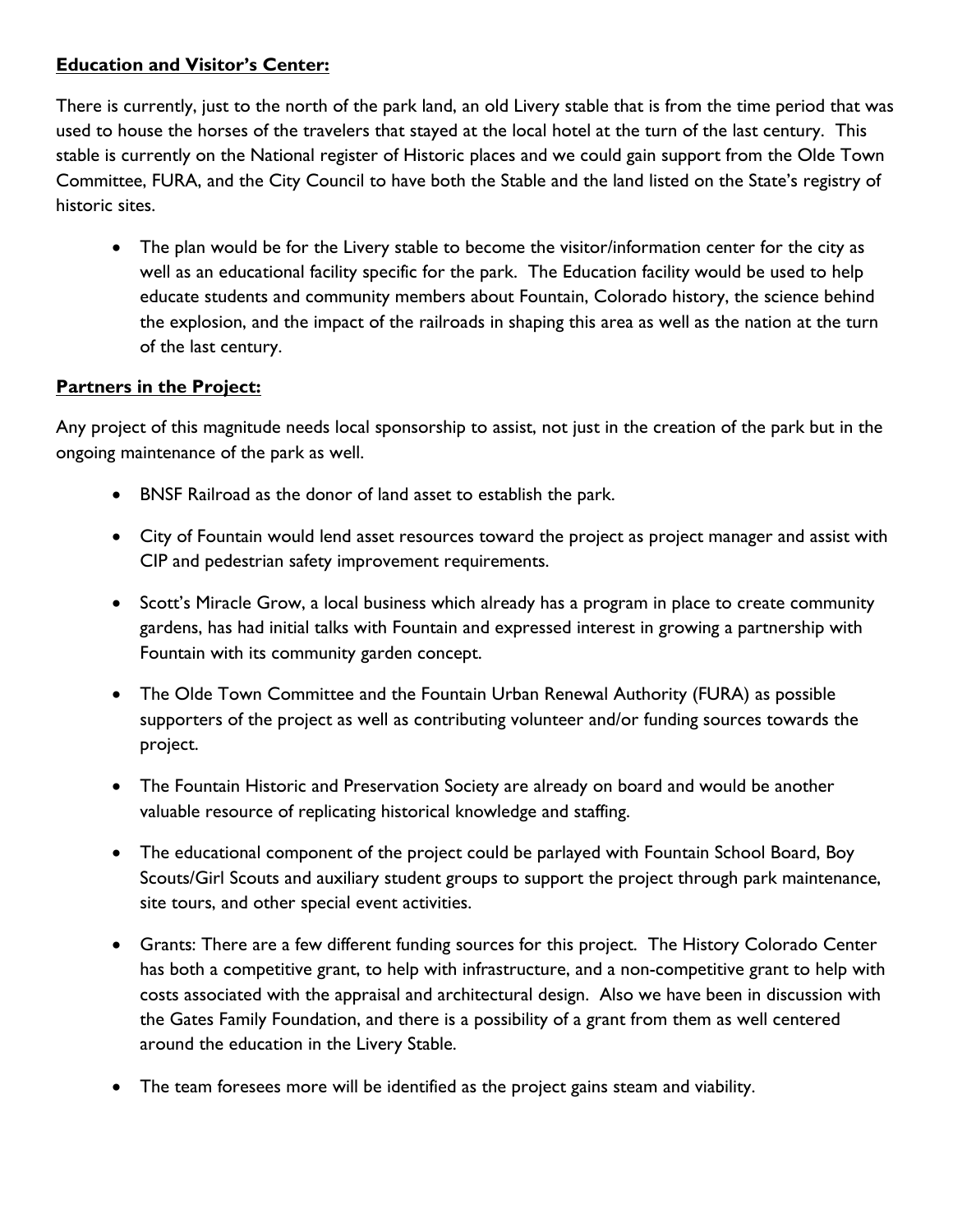**Education and Visitor's Center:**

There is currently, just to the north of the park land, an old Livery stable that is from the time period that was used to house the horses of the travelers that stayed at the local hotel at the turn of the last century. This stable is currently on the National register of Historic places and we could gain support from the Olde Town Committee, FURA, and the City Council to have both the Stable and the land listed on the State's registry of historic sites.

- The plan would be for the Livery stable to become the visitor/information center for the city as well as an educational facility specific for the park. The Education facility would be used to help educate students and community members about Fountain, Colorado history, the science behind the explosion, and the impact of the railroads in shaping this area as well as the nation at the turn of the last century.

**Partners in the Project:**

Any project of this magnitude needs local sponsorship to assist, not just in the creation of the park but in the ongoing maintenance of the park as well.

- BNSF Railroad as the donor of land asset to establish the park.
- City of Fountain would lend asset resources toward the project as project manager and assist with CIP and pedestrian safety improvement requirements.
- Scott's Miracle Grow, a local business which already has a program in place to create community gardens, has had initial talks with Fountain and expressed interest in growing a partnership with Fountain with its community garden concept.
- The Olde Town Committee and the Fountain Urban Renewal Authority (FURA) as possible supporters of the project as well as contributing volunteer and/or funding sources towards the project.
- The Fountain Historic and Preservation Society are already on board and would be another valuable resource of replicating historical knowledge and staffing.
- The educational component of the project could be parlayed with Fountain School Board, Boy Scouts/Girl Scouts and auxiliary student groups to support the project through park maintenance, site tours, and other special event activities.
- Grants: There are a few different funding sources for this project. The History Colorado Center has both a competitive grant, to help with infrastructure, and a non-competitive grant to help with costs associated with the appraisal and architectural design. Also we have been in discussion with the Gates Family Foundation, and there is a possibility of a grant from them as well centered around the education in the Livery Stable.
- The team foresees more will be identified as the project gains steam and viability.